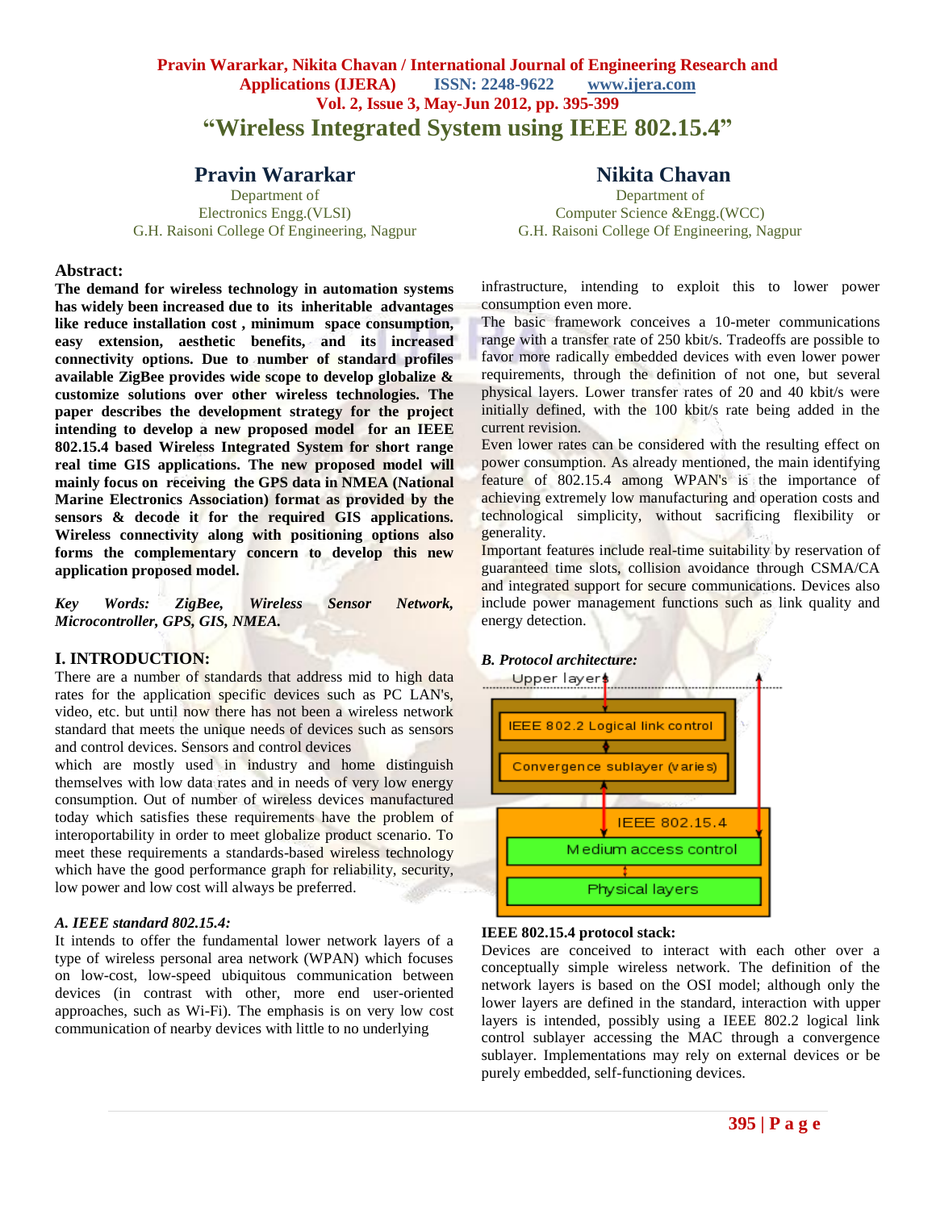# "Wireless Integrated System using IEEE 802.15.4"

**Pravin Mararkar**
Department of
Electronics Engg.(VLSI)
G.H. Raisoni College Of Engineering, Nagpur

**Nikita Chavan**
Department of
Computer Science &Engg.(WCC)
G.H. Raisoni College Of Engineering, Nagpur

## Abstract:

**The demand for wireless technology in automation systems has widely been increased due to its inheritable advantages like reduce installation cost , minimum space consumption, easy extension, aesthetic benefits, and its increased connectivity options. Due to number of standard profiles available ZigBee provides wide scope to develop globalize & customize solutions over other wireless technologies. The paper describes the development strategy for the project intending to develop a new proposed model for an IEEE 802.15.4 based Wireless Integrated System for short range real time GIS applications. The new proposed model will mainly focus on receiving the GPS data in NMEA (National Marine Electronics Association) format as provided by the sensors & decode it for the required GIS applications. Wireless connectivity along with positioning options also forms the complementary concern to develop this new application proposed model.**

***Key Words: ZigBee, Wireless Sensor Network, Microcontroller, GPS, GIS, NMEA.***

## I. INTRODUCTION:

There are a number of standards that address mid to high data rates for the application specific devices such as PC LAN's, video, etc. but until now there has not been a wireless network standard that meets the unique needs of devices such as sensors and control devices. Sensors and control devices
which are mostly used in industry and home distinguish themselves with low data rates and in needs of very low energy consumption. Out of number of wireless devices manufactured today which satisfies these requirements have the problem of interoperability in order to meet globalize product scenario. To meet these requirements a standards-based wireless technology which have the good performance graph for reliability, security, low power and low cost will always be preferred.

### *A. IEEE standard 802.15.4:*

It intends to offer the fundamental lower network layers of a type of wireless personal area network (WPAN) which focuses on low-cost, low-speed ubiquitous communication between devices (in contrast with other, more end user-oriented approaches, such as Wi-Fi). The emphasis is on very low cost communication of nearby devices with little to no underlying infrastructure, intending to exploit this to lower power consumption even more.

The basic framework conceives a 10-meter communications range with a transfer rate of 250 kbit/s. Tradeoffs are possible to favor more radically embedded devices with even lower power requirements, through the definition of not one, but several physical layers. Lower transfer rates of 20 and 40 kbit/s were initially defined, with the 100 kbit/s rate being added in the current revision.

Even lower rates can be considered with the resulting effect on power consumption. As already mentioned, the main identifying feature of 802.15.4 among WPAN's is the importance of achieving extremely low manufacturing and operation costs and technological simplicity, without sacrificing flexibility or generality.

Important features include real-time suitability by reservation of guaranteed time slots, collision avoidance through CSMA/CA and integrated support for secure communications. Devices also include power management functions such as link quality and energy detection.

### *B. Protocol architecture:*

Upper layers
IEEE 802.2 Logical link control
Convergence sublayer (varies)
IEEE 802.15.4
Medium access control
Physical layers

**IEEE 802.15.4 protocol stack:**

Devices are conceived to interact with each other over a conceptually simple wireless network. The definition of the network layers is based on the OSI model; although only the lower layers are defined in the standard, interaction with upper layers is intended, possibly using a IEEE 802.2 logical link control sublayer accessing the MAC through a convergence sublayer. Implementations may rely on external devices or be purely embedded, self-functioning devices.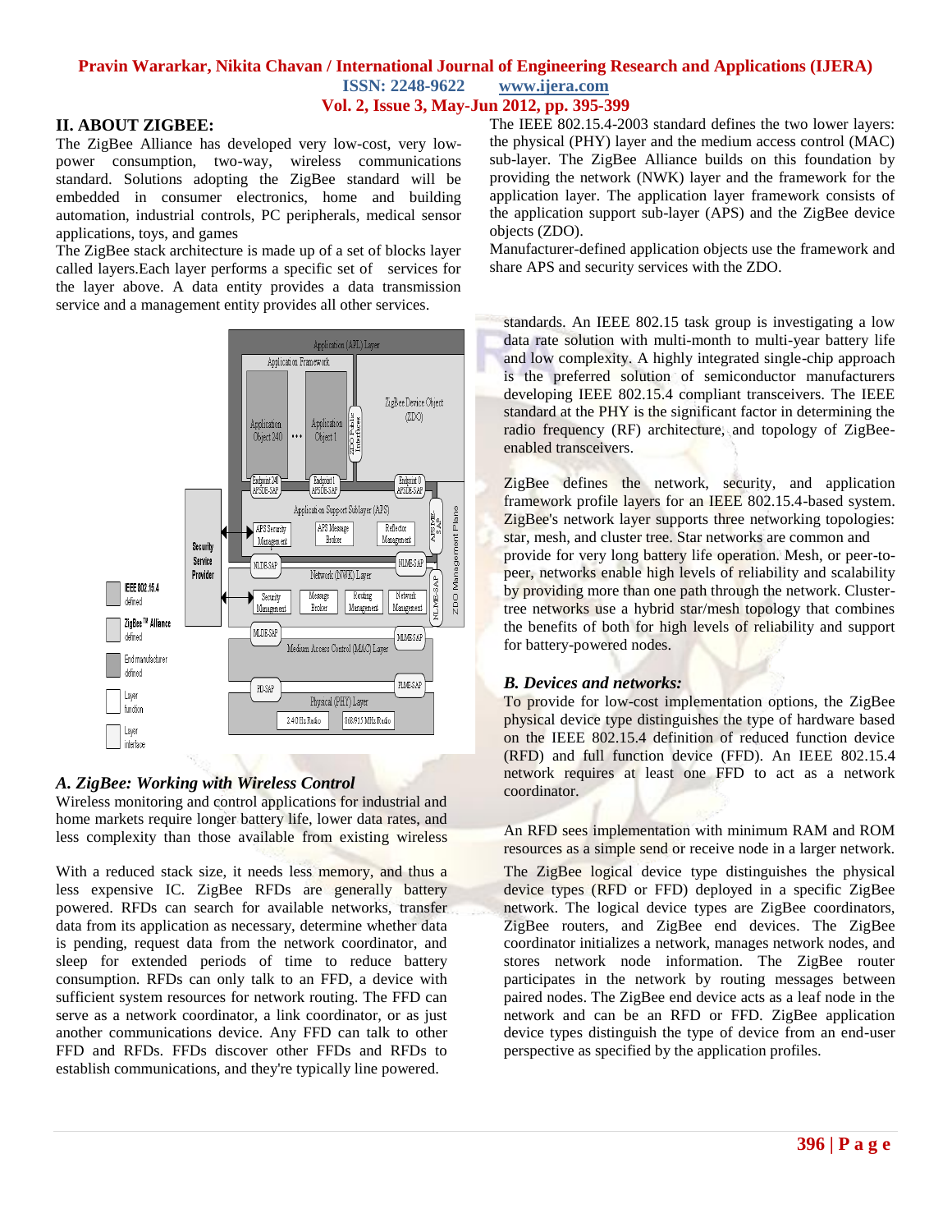## II. ABOUT ZIGBEE:

The ZigBee Alliance has developed very low-cost, very low-power consumption, two-way, wireless communications standard. Solutions adopting the ZigBee standard will be embedded in consumer electronics, home and building automation, industrial controls, PC peripherals, medical sensor applications, toys, and games

The ZigBee stack architecture is made up of a set of blocks layer called layers.Each layer performs a specific set of services for the layer above. A data entity provides a data transmission service and a management entity provides all other services.

### *A. ZigBee: Working with Wireless Control*

Wireless monitoring and control applications for industrial and home markets require longer battery life, lower data rates, and less complexity than those available from existing wireless

With a reduced stack size, it needs less memory, and thus a less expensive IC. ZigBee RFDs are generally battery powered. RFDs can search for available networks, transfer data from its application as necessary, determine whether data is pending, request data from the network coordinator, and sleep for extended periods of time to reduce battery consumption. RFDs can only talk to an FFD, a device with sufficient system resources for network routing. The FFD can serve as a network coordinator, a link coordinator, or as just another communications device. Any FFD can talk to other FFD and RFDs. FFDs discover other FFDs and RFDs to establish communications, and they're typically line powered.

The IEEE 802.15.4-2003 standard defines the two lower layers: the physical (PHY) layer and the medium access control (MAC) sub-layer. The ZigBee Alliance builds on this foundation by providing the network (NWK) layer and the framework for the application layer. The application layer framework consists of the application support sub-layer (APS) and the ZigBee device objects (ZDO).

Manufacturer-defined application objects use the framework and share APS and security services with the ZDO.

standards. An IEEE 802.15 task group is investigating a low data rate solution with multi-month to multi-year battery life and low complexity. A highly integrated single-chip approach is the preferred solution of semiconductor manufacturers developing IEEE 802.15.4 compliant transceivers. The IEEE standard at the PHY is the significant factor in determining the radio frequency (RF) architecture, and topology of ZigBee-enabled transceivers.

ZigBee defines the network, security, and application framework profile layers for an IEEE 802.15.4-based system. ZigBee's network layer supports three networking topologies: star, mesh, and cluster tree. Star networks are common and provide for very long battery life operation. Mesh, or peer-to-peer, networks enable high levels of reliability and scalability by providing more than one path through the network. Cluster-tree networks use a hybrid star/mesh topology that combines the benefits of both for high levels of reliability and support for battery-powered nodes.

### *B. Devices and networks:*

To provide for low-cost implementation options, the ZigBee physical device type distinguishes the type of hardware based on the IEEE 802.15.4 definition of reduced function device (RFD) and full function device (FFD). An IEEE 802.15.4 network requires at least one FFD to act as a network coordinator.

An RFD sees implementation with minimum RAM and ROM resources as a simple send or receive node in a larger network.

The ZigBee logical device type distinguishes the physical device types (RFD or FFD) deployed in a specific ZigBee network. The logical device types are ZigBee coordinators, ZigBee routers, and ZigBee end devices. The ZigBee coordinator initializes a network, manages network nodes, and stores network node information. The ZigBee router participates in the network by routing messages between paired nodes. The ZigBee end device acts as a leaf node in the network and can be an RFD or FFD. ZigBee application device types distinguish the type of device from an end-user perspective as specified by the application profiles.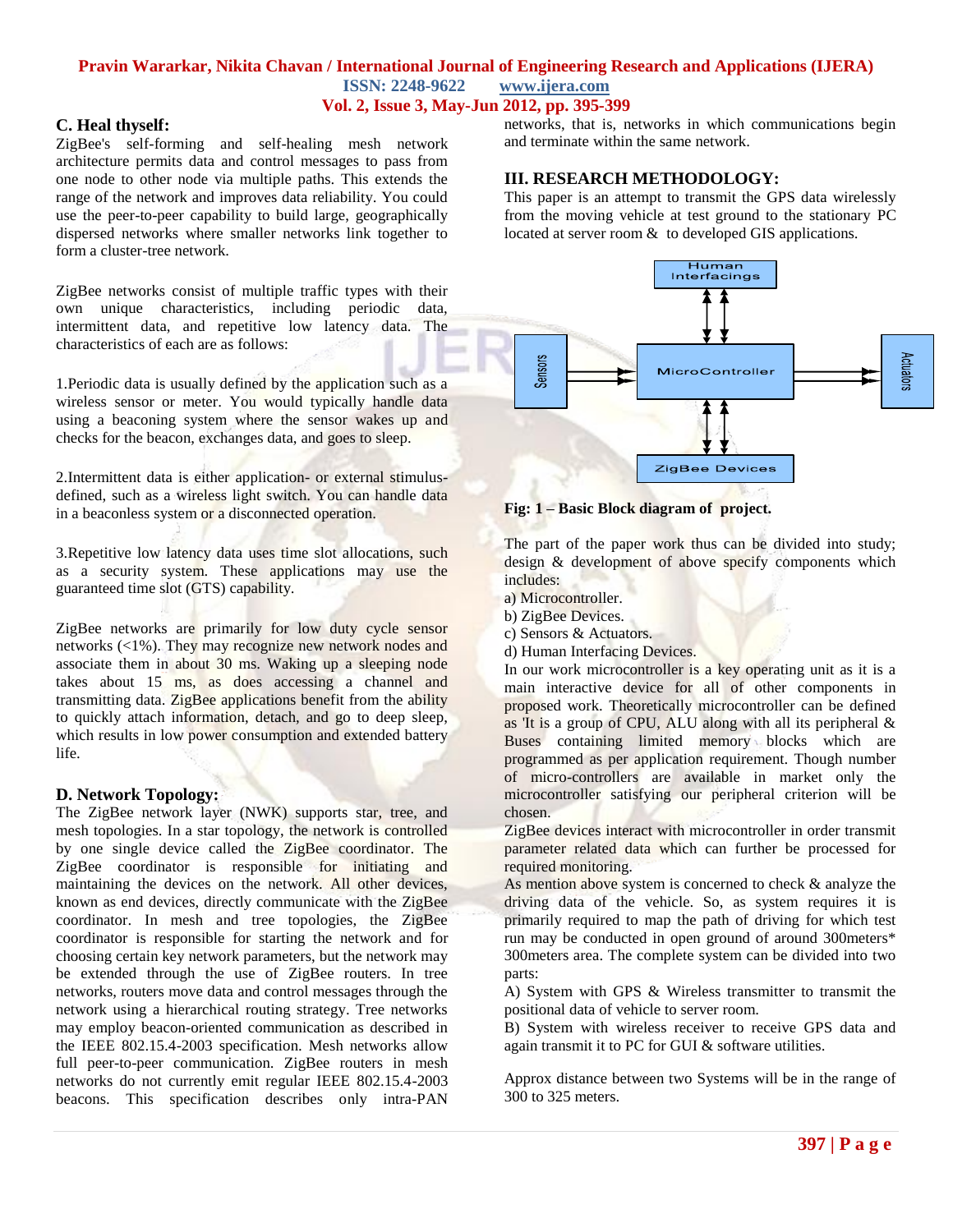### C. Heal thyself:

ZigBee's self-forming and self-healing mesh network architecture permits data and control messages to pass from one node to other node via multiple paths. This extends the range of the network and improves data reliability. You could use the peer-to-peer capability to build large, geographically dispersed networks where smaller networks link together to form a cluster-tree network.

ZigBee networks consist of multiple traffic types with their own unique characteristics, including periodic data, intermittent data, and repetitive low latency data. The characteristics of each are as follows:

1.Periodic data is usually defined by the application such as a wireless sensor or meter. You would typically handle data using a beaconing system where the sensor wakes up and checks for the beacon, exchanges data, and goes to sleep.

2.Intermittent data is either application- or external stimulus-defined, such as a wireless light switch. You can handle data in a beaconless system or a disconnected operation.

3.Repetitive low latency data uses time slot allocations, such as a security system. These applications may use the guaranteed time slot (GTS) capability.

ZigBee networks are primarily for low duty cycle sensor networks (<1%). They may recognize new network nodes and associate them in about 30 ms. Waking up a sleeping node takes about 15 ms, as does accessing a channel and transmitting data. ZigBee applications benefit from the ability to quickly attach information, detach, and go to deep sleep, which results in low power consumption and extended battery life.

### D. Network Topology:

The ZigBee network layer (NWK) supports star, tree, and mesh topologies. In a star topology, the network is controlled by one single device called the ZigBee coordinator. The ZigBee coordinator is responsible for initiating and maintaining the devices on the network. All other devices, known as end devices, directly communicate with the ZigBee coordinator. In mesh and tree topologies, the ZigBee coordinator is responsible for starting the network and for choosing certain key network parameters, but the network may be extended through the use of ZigBee routers. In tree networks, routers move data and control messages through the network using a hierarchical routing strategy. Tree networks may employ beacon-oriented communication as described in the IEEE 802.15.4-2003 specification. Mesh networks allow full peer-to-peer communication. ZigBee routers in mesh networks do not currently emit regular IEEE 802.15.4-2003 beacons. This specification describes only intra-PAN networks, that is, networks in which communications begin and terminate within the same network.

## III. RESEARCH METHODOLOGY:

This paper is an attempt to transmit the GPS data wirelessly from the moving vehicle at test ground to the stationary PC located at server room & to developed GIS applications.

**Fig: 1 – Basic Block diagram of project.**

The part of the paper work thus can be divided into study; design & development of above specify components which includes:

a) Microcontroller.
b) ZigBee Devices.
c) Sensors & Actuators.
d) Human Interfacing Devices.

In our work microcontroller is a key operating unit as it is a main interactive device for all of other components in proposed work. Theoretically microcontroller can be defined as 'It is a group of CPU, ALU along with all its peripheral & Buses containing limited memory blocks which are programmed as per application requirement. Though number of micro-controllers are available in market only the microcontroller satisfying our peripheral criterion will be chosen.

ZigBee devices interact with microcontroller in order transmit parameter related data which can further be processed for required monitoring.

As mention above system is concerned to check & analyze the driving data of the vehicle. So, as system requires it is primarily required to map the path of driving for which test run may be conducted in open ground of around 300meters* 300meters area. The complete system can be divided into two parts:

A) System with GPS & Wireless transmitter to transmit the positional data of vehicle to server room.

B) System with wireless receiver to receive GPS data and again transmit it to PC for GUI & software utilities.

Approx distance between two Systems will be in the range of 300 to 325 meters.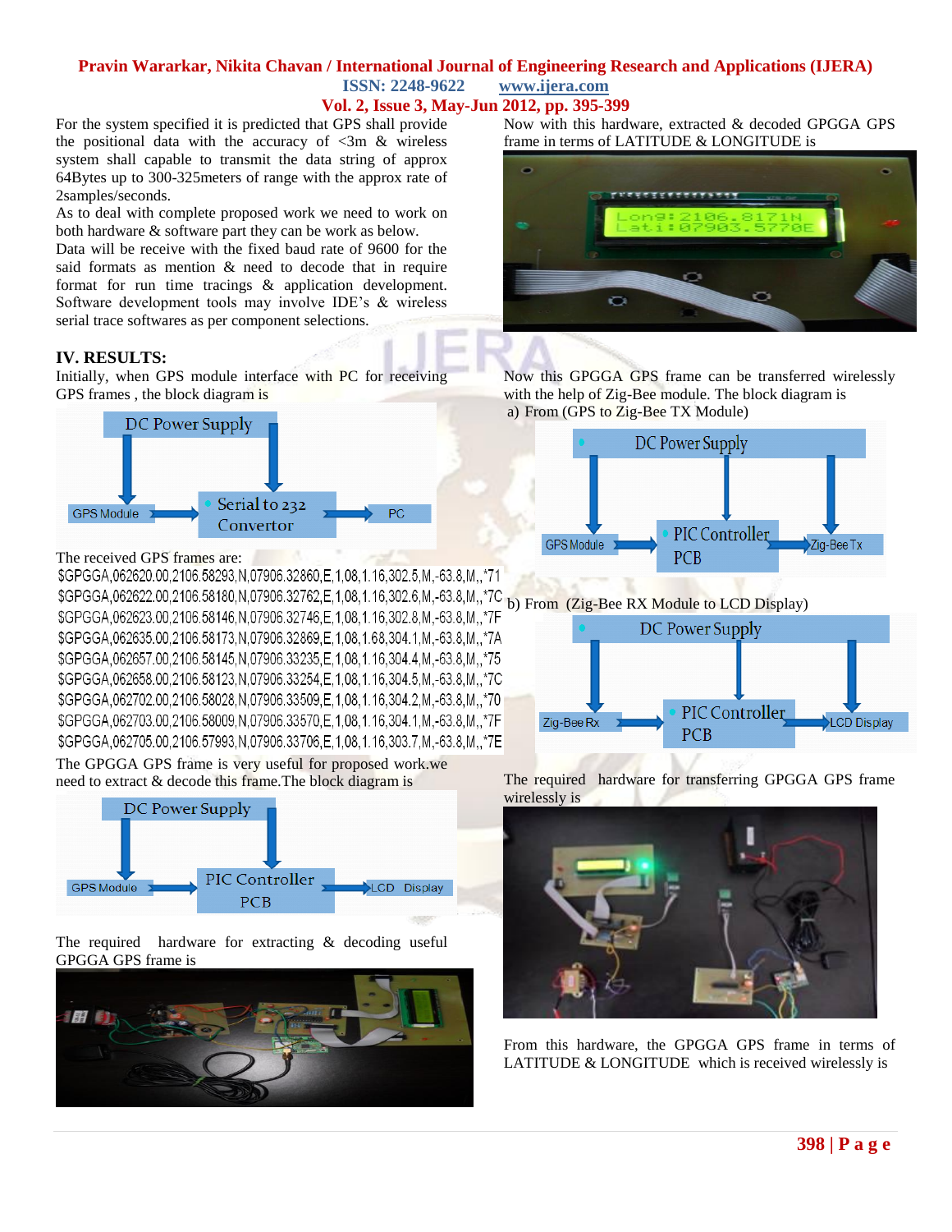For the system specified it is predicted that GPS shall provide the positional data with the accuracy of <3m & wireless system shall capable to transmit the data string of approx 64Bytes up to 300-325meters of range with the approx rate of 2samples/seconds.

As to deal with complete proposed work we need to work on both hardware & software part they can be work as below.

Data will be receive with the fixed baud rate of 9600 for the said formats as mention & need to decode that in require format for run time tracings & application development. Software development tools may involve IDE's & wireless serial trace softwares as per component selections.

## IV. RESULTS:

Initially, when GPS module interface with PC for receiving GPS frames , the block diagram is

DC Power Supply

GPS Module → Serial to 232 Convertor → PC

The received GPS frames are:

```
$GPGGA,062620.00,2106.58293,N,07906.32860,E,1,08,1.16,302.5,M,-63.8,M,,*71
$GPGGA,062622.00,2106.58180,N,07906.32762,E,1,08,1.16,302.6,M,-63.8,M,,*7C
$GPGGA,062623.00,2106.58146,N,07906.32746,E,1,08,1.16,302.8,M,-63.8,M,,*7F
$GPGGA,062635.00,2106.58173,N,07906.32869,E,1,08,1.68,304.1,M,-63.8,M,,*7A
$GPGGA,062657.00,2106.58145,N,07906.33235,E,1,08,1.16,304.4,M,-63.8,M,,*75
$GPGGA,062658.00,2106.58123,N,07906.33254,E,1,08,1.16,304.5,M,-63.8,M,,*7C
$GPGGA,062702.00,2106.58028,N,07906.33509,E,1,08,1.16,304.2,M,-63.8,M,,*70
$GPGGA,062703.00,2106.58009,N,07906.33570,E,1,08,1.16,304.1,M,-63.8,M,,*7F
$GPGGA,062705.00,2106.57993,N,07906.33706,E,1,08,1.16,303.7,M,-63.8,M,,*7E
```

The GPGGA GPS frame is very useful for proposed work.we need to extract & decode this frame.The block diagram is

DC Power Supply

GPS Module → PIC Controller PCB → LCD Display

The required hardware for extracting & decoding useful GPGGA GPS frame is

Now with this hardware, extracted & decoded GPGGA GPS frame in terms of LATITUDE & LONGITUDE is

Now this GPGGA GPS frame can be transferred wirelessly with the help of Zig-Bee module. The block diagram is

a) From (GPS to Zig-Bee TX Module)

DC Power Supply

GPS Module → PIC Controller PCB → Zig-Bee Tx

b) From (Zig-Bee RX Module to LCD Display)

DC Power Supply

Zig-Bee Rx → PIC Controller PCB → LCD Display

The required hardware for transferring GPGGA GPS frame wirelessly is

From this hardware, the GPGGA GPS frame in terms of LATITUDE & LONGITUDE which is received wirelessly is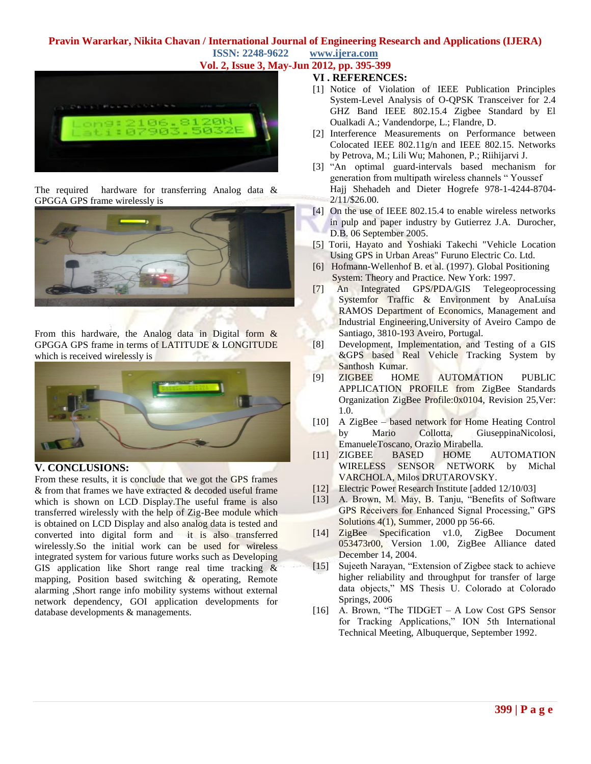The required hardware for transferring Analog data & GPGGA GPS frame wirelessly is

From this hardware, the Analog data in Digital form & GPGGA GPS frame in terms of LATITUDE & LONGITUDE which is received wirelessly is

## V. CONCLUSIONS:

From these results, it is conclude that we got the GPS frames & from that frames we have extracted & decoded useful frame which is shown on LCD Display.The useful frame is also transferred wirelessly with the help of Zig-Bee module which is obtained on LCD Display and also analog data is tested and converted into digital form and it is also transferred wirelessly.So the initial work can be used for wireless integrated system for various future works such as Developing GIS application like Short range real time tracking & mapping, Position based switching & operating, Remote alarming ,Short range info mobility systems without external network dependency, GOI application developments for database developments & managements.

## VI . REFERENCES:

[1] Notice of Violation of IEEE Publication Principles System-Level Analysis of O-QPSK Transceiver for 2.4 GHZ Band IEEE 802.15.4 Zigbee Standard by El Oualkadi A.; Vandendorpe, L.; Flandre, D.

[2] Interference Measurements on Performance between Colocated IEEE 802.11g/n and IEEE 802.15. Networks by Petrova, M.; Lili Wu; Mahonen, P.; Riihijarvi J.

[3] "An optimal guard-intervals based mechanism for generation from multipath wireless channels " Youssef Hajj Shehadeh and Dieter Hogrefe 978-1-4244-8704-2/11/$26.00.

[4] On the use of IEEE 802.15.4 to enable wireless networks in pulp and paper industry by Gutierrez J.A. Durocher, D.B. 06 September 2005.

[5] Torii, Hayato and Yoshiaki Takechi "Vehicle Location Using GPS in Urban Areas" Furuno Electric Co. Ltd.

[6] Hofmann-Wellenhof B. et al. (1997). Global Positioning System: Theory and Practice. New York: 1997.

[7] An Integrated GPS/PDA/GIS Telegeoprocessing Systemfor Traffic & Environment by AnaLuísa RAMOS Department of Economics, Management and Industrial Engineering,University of Aveiro Campo de Santiago, 3810-193 Aveiro, Portugal.

[8] Development, Implementation, and Testing of a GIS &GPS based Real Vehicle Tracking System by Santhosh Kumar.

[9] ZIGBEE HOME AUTOMATION PUBLIC APPLICATION PROFILE from ZigBee Standards Organization ZigBee Profile:0x0104, Revision 25,Ver: 1.0.

[10] A ZigBee – based network for Home Heating Control by Mario Collotta, GiuseppinaNicolosi, EmanueleToscano, Orazio Mirabella.

[11] ZIGBEE BASED HOME AUTOMATION WIRELESS SENSOR NETWORK by Michal VARCHOLA, Milos DRUTAROVSKY.

[12] Electric Power Research Institute [added 12/10/03]

[13] A. Brown, M. May, B. Tanju, "Benefits of Software GPS Receivers for Enhanced Signal Processing," GPS Solutions 4(1), Summer, 2000 pp 56-66.

[14] ZigBee Specification v1.0, ZigBee Document 053473r00, Version 1.00, ZigBee Alliance dated December 14, 2004.

[15] Sujeeth Narayan, "Extension of Zigbee stack to achieve higher reliability and throughput for transfer of large data objects," MS Thesis U. Colorado at Colorado Springs, 2006

[16] A. Brown, "The TIDGET – A Low Cost GPS Sensor for Tracking Applications," ION 5th International Technical Meeting, Albuquerque, September 1992.